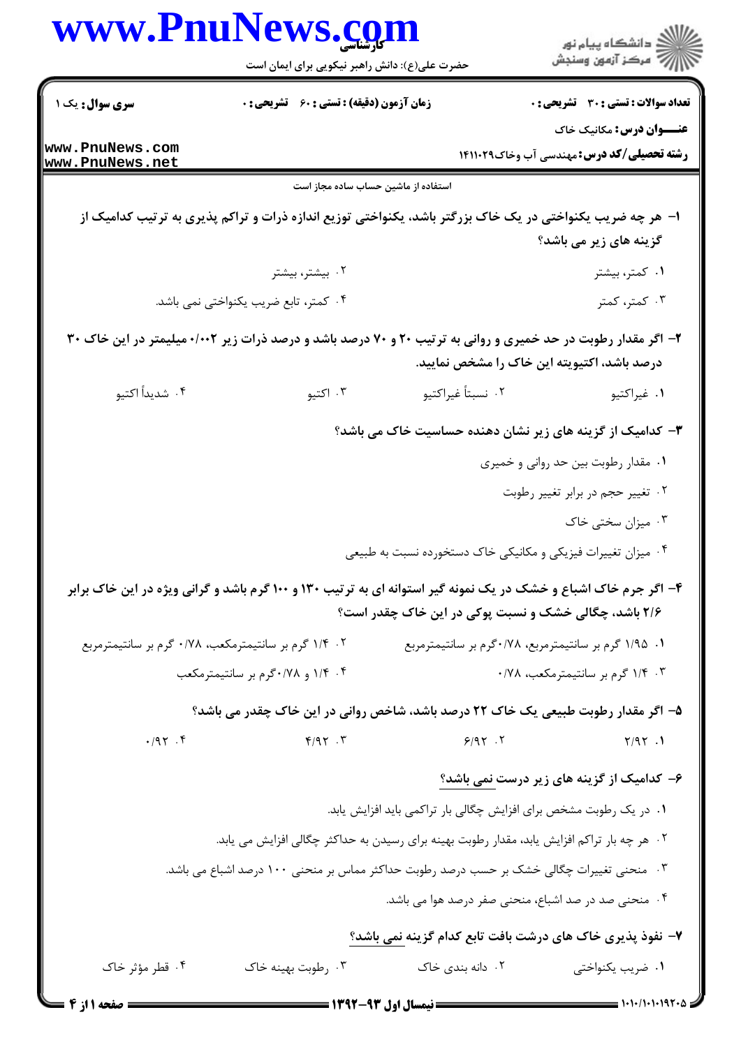استفاده از ماشین حساب ساده مجاز است

**سری سوال:** یک ۱ | **زمان آزمون (دقیقه) : تستی : ۶۰ تشریحی : ۰** | **تعداد سوالات : تستی : ۳۰ تشریحی : ۰**

**عنـــوان درس:** مکانیک خاک

**رشته تحصیلی/کد درس:** مهندسی آب وخاک ۱۴۱۱۰۲۹

**۱- هر چه ضریب یکنواختی در یک خاک بزرگتر باشد، یکنواختی توزیع اندازه ذرات و تراکم پذیری به ترتیب کدامیک از گزینه های زیر می باشد؟**

۱. کمتر، بیشتر
۲. بیشتر، بیشتر
۳. کمتر، کمتر
۴. کمتر، تابع ضریب یکنواختی نمی باشد.

**۲- اگر مقدار رطوبت در حد خمیری و روانی به ترتیب ۲۰ و ۷۰ درصد باشد و درصد ذرات زیر ۰/۰۰۲ میلیمتر در این خاک ۳۰ درصد باشد، اکتیویته این خاک را مشخص نمایید.**

۱. غیراکتیو
۲. نسبتاً غیراکتیو
۳. اکتیو
۴. شدیداً اکتیو

**۳- کدامیک از گزینه های زیر نشان دهنده حساسیت خاک می باشد؟**

۱. مقدار رطوبت بین حد روانی و خمیری
۲. تغییر حجم در برابر تغییر رطوبت
۳. میزان سختی خاک
۴. میزان تغییرات فیزیکی و مکانیکی خاک دستخورده نسبت به طبیعی

**۴- اگر جرم خاک اشباع و خشک در یک نمونه گیر استوانه ای به ترتیب ۱۳۰ و ۱۰۰ گرم باشد و گرانی ویژه در این خاک برابر ۲/۶ باشد، چگالی خشک و نسبت پوکی در این خاک چقدر است؟**

۱. ۱/۹۵ گرم بر سانتیمترمربع، ۰/۷۸گرم بر سانتیمترمربع
۲. ۱/۴ گرم بر سانتیمترمکعب، ۰/۷۸ گرم بر سانتیمترمربع
۳. ۱/۴ گرم بر سانتیمترمکعب، ۰/۷۸
۴. ۱/۴ و ۰/۷۸گرم بر سانتیمترمکعب

**۵- اگر مقدار رطوبت طبیعی یک خاک ۲۲ درصد باشد، شاخص روانی در این خاک چقدر می باشد؟**

۱. ۲/۹۲
۲. ۶/۹۲
۳. ۴/۹۲
۴. ۰/۹۲

**۶- کدامیک از گزینه های زیر درست نمی باشد؟**

۱. در یک رطوبت مشخص برای افزایش چگالی بار تراکمی باید افزایش یابد.
۲. هر چه بار تراکم افزایش یابد، مقدار رطوبت بهینه برای رسیدن به حداکثر چگالی افزایش می یابد.
۳. منحنی تغییرات چگالی خشک بر حسب درصد رطوبت حداکثر مماس بر منحنی ۱۰۰ درصد اشباع می باشد.
۴. منحنی صد در صد اشباع، منحنی صفر درصد هوا می باشد.

**۷- نفوذ پذیری خاک های درشت بافت تابع کدام گزینه نمی باشد؟**

۱. ضریب یکنواختی
۲. دانه بندی خاک
۳. رطوبت بهینه خاک
۴. قطر مؤثر خاک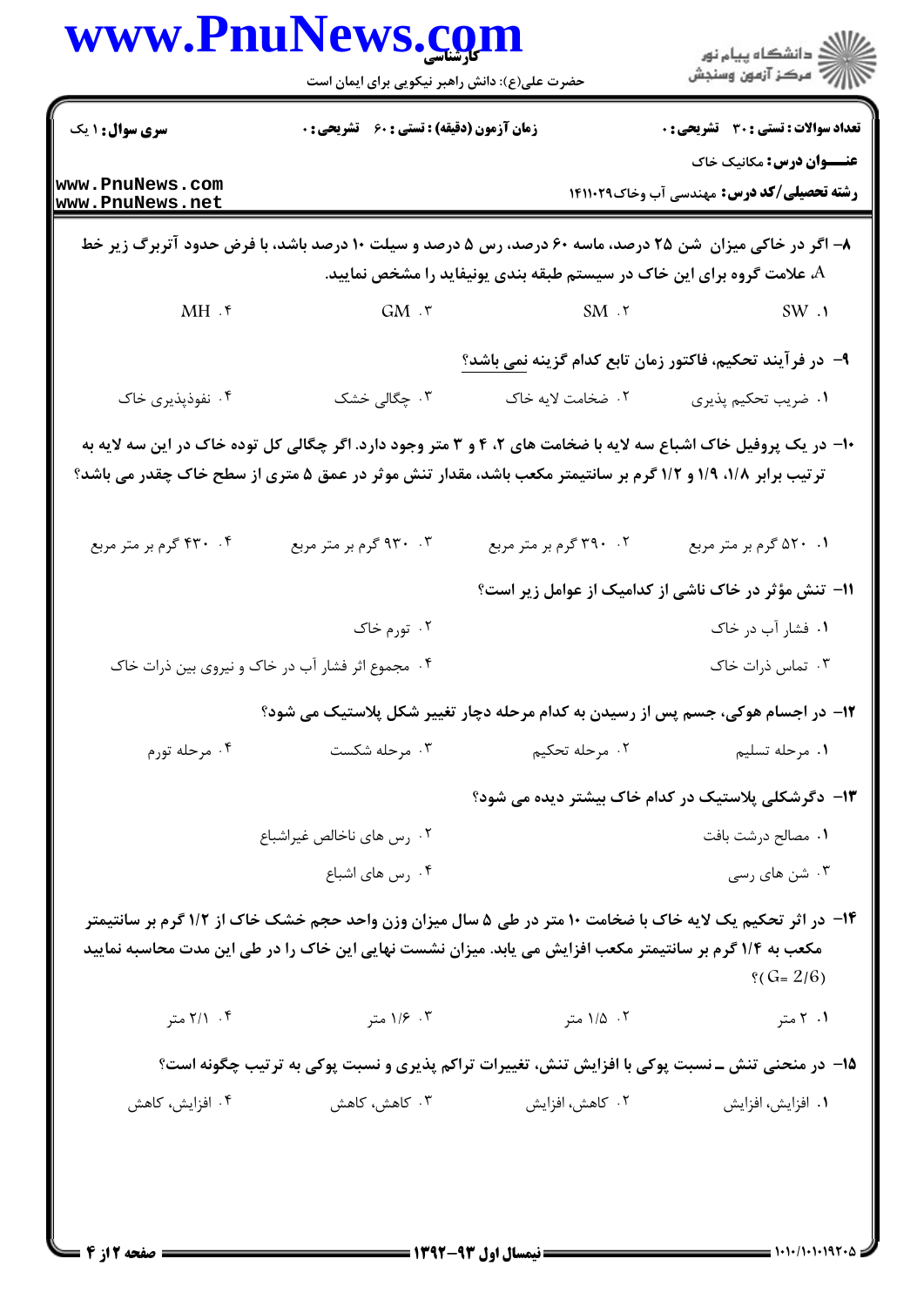**سری سوال:** ۱ یک

**زمان آزمون (دقیقه) : تستی : ۶۰ تشریحی : ۰**

**تعداد سوالات : تستی : ۳۰ تشریحی : ۰**

**عنـــوان درس:** مکانیک خاک

**رشته تحصیلی/کد درس:** مهندسی آب وخاک۱۴۱۱۰۲۹

۸- اگر در خاکی میزان شن ۲۵ درصد، ماسه ۶۰ درصد، رس ۵ درصد و سیلت ۱۰ درصد باشد، با فرض حدود آتربرگ زیر خط A، علامت گروه برای این خاک در سیستم طبقه بندی یونیفاید را مشخص نمایید.

۱. SW
۲. SM
۳. GM
۴. MH

۹- در فرآیند تحکیم، فاکتور زمان تابع کدام گزینه نمی باشد؟

۱. ضریب تحکیم پذیری
۲. ضخامت لایه خاک
۳. چگالی خشک
۴. نفوذپذیری خاک

۱۰- در یک پروفیل خاک اشباع سه لایه با ضخامت های ۲، ۴ و ۳ متر وجود دارد. اگر چگالی کل توده خاک در این سه لایه به ترتیب برابر ۱/۸، ۱/۹ و ۱/۲ گرم بر سانتیمتر مکعب باشد، مقدار تنش موثر در عمق ۵ متری از سطح خاک چقدر می باشد؟

۱. ۵۲۰ گرم بر متر مربع
۲. ۳۹۰ گرم بر متر مربع
۳. ۹۳۰ گرم بر متر مربع
۴. ۴۳۰ گرم بر متر مربع

۱۱- تنش مؤثر در خاک ناشی از کدامیک از عوامل زیر است؟

۱. فشار آب در خاک
۲. تورم خاک
۳. تماس ذرات خاک
۴. مجموع اثر فشار آب در خاک و نیروی بین ذرات خاک

۱۲- در اجسام هوکی، جسم پس از رسیدن به کدام مرحله دچار تغییر شکل پلاستیک می شود؟

۱. مرحله تسلیم
۲. مرحله تحکیم
۳. مرحله شکست
۴. مرحله تورم

۱۳- دگرشکلی پلاستیک در کدام خاک بیشتر دیده می شود؟

۱. مصالح درشت بافت
۲. رس های ناخالص غیراشباع
۳. شن های رسی
۴. رس های اشباع

۱۴- در اثر تحکیم یک لایه خاک با ضخامت ۱۰ متر در طی ۵ سال میزان وزن واحد حجم خشک خاک از ۱/۲ گرم بر سانتیمتر مکعب به ۱/۴ گرم بر سانتیمتر مکعب افزایش می یابد. میزان نشست نهایی این خاک را در طی این مدت محاسبه نمایید ؟($G= 2/6$)

۱. ۲ متر
۲. ۱/۵ متر
۳. ۱/۶ متر
۴. ۲/۱ متر

۱۵- در منحنی تنش ــ نسبت پوکی با افزایش تنش، تغییرات تراکم پذیری و نسبت پوکی به ترتیب چگونه است؟

۱. افزایش، افزایش
۲. کاهش، افزایش
۳. کاهش، کاهش
۴. افزایش، کاهش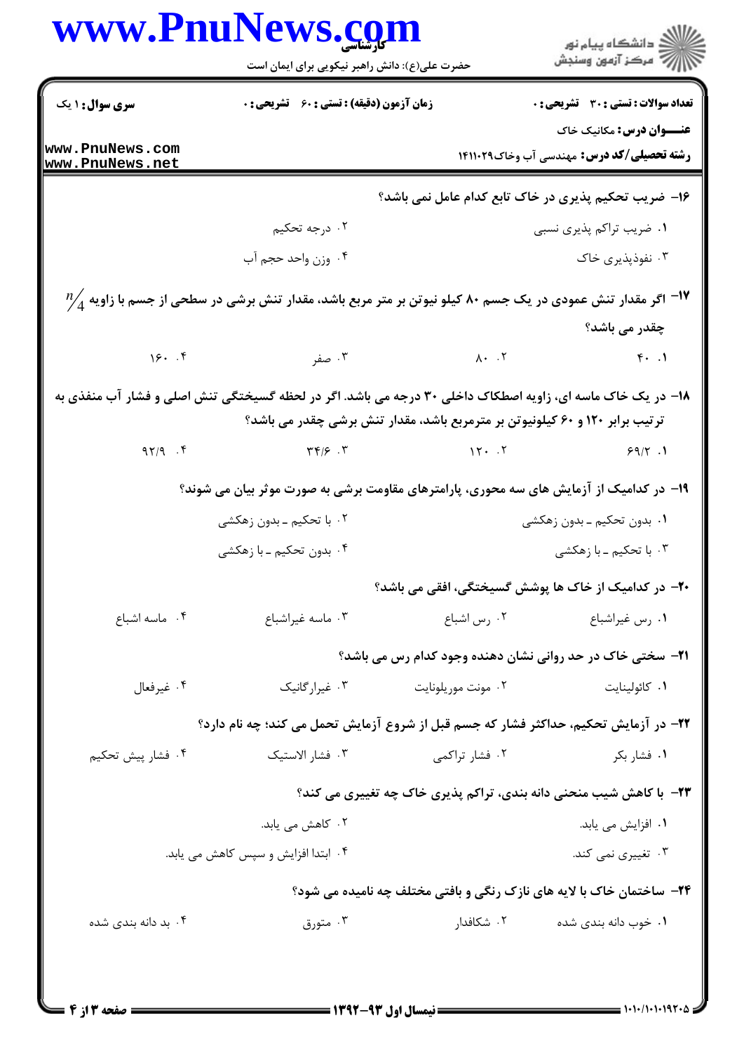۱۶- ضریب تحکیم پذیری در خاک تابع کدام عامل نمی باشد؟

۱. ضریب تراکم پذیری نسبی
۲. درجه تحکیم
۳. نفوذپذیری خاک
۴. وزن واحد حجم آب

۱۷- اگر مقدار تنش عمودی در یک جسم ۸۰ کیلو نیوتن بر متر مربع باشد، مقدار تنش برشی در سطحی از جسم با زاویه $\pi/4$ چقدر می باشد؟

۱. ۴۰
۲. ۸۰
۳. صفر
۴. ۱۶۰

۱۸- در یک خاک ماسه ای، زاویه اصطکاک داخلی ۳۰ درجه می باشد. اگر در لحظه گسیختگی تنش اصلی و فشار آب منفذی به ترتیب برابر ۱۲۰ و ۶۰ کیلونیوتن بر مترمربع باشد، مقدار تنش برشی چقدر می باشد؟

۱. ۶۹/۲
۲. ۱۲۰
۳. ۳۴/۶
۴. ۹۲/۹

۱۹- در کدامیک از آزمایش های سه محوری، پارامترهای مقاومت برشی به صورت موثر بیان می شوند؟

۱. بدون تحکیم ـ بدون زهکشی
۲. با تحکیم ـ بدون زهکشی
۳. با تحکیم ـ با زهکشی
۴. بدون تحکیم ـ با زهکشی

۲۰- در کدامیک از خاک ها پوشش گسیختگی، افقی می باشد؟

۱. رس غیراشباع
۲. رس اشباع
۳. ماسه غیراشباع
۴. ماسه اشباع

۲۱- سختی خاک در حد روانی نشان دهنده وجود کدام رس می باشد؟

۱. کائولینایت
۲. مونت موریلونایت
۳. غیرارگانیک
۴. غیرفعال

۲۲- در آزمایش تحکیم، حداکثر فشار که جسم قبل از شروع آزمایش تحمل می کند؛ چه نام دارد؟

۱. فشار بکر
۲. فشار تراکمی
۳. فشار الاستیک
۴. فشار پیش تحکیم

۲۳- با کاهش شیب منحنی دانه بندی، تراکم پذیری خاک چه تغییری می کند؟

۱. افزایش می یابد.
۲. کاهش می یابد.
۳. تغییری نمی کند.
۴. ابتدا افزایش و سپس کاهش می یابد.

۲۴- ساختمان خاک با لایه های نازک رنگی و بافتی مختلف چه نامیده می شود؟

۱. خوب دانه بندی شده
۲. شکافدار
۳. متورق
۴. بد دانه بندی شده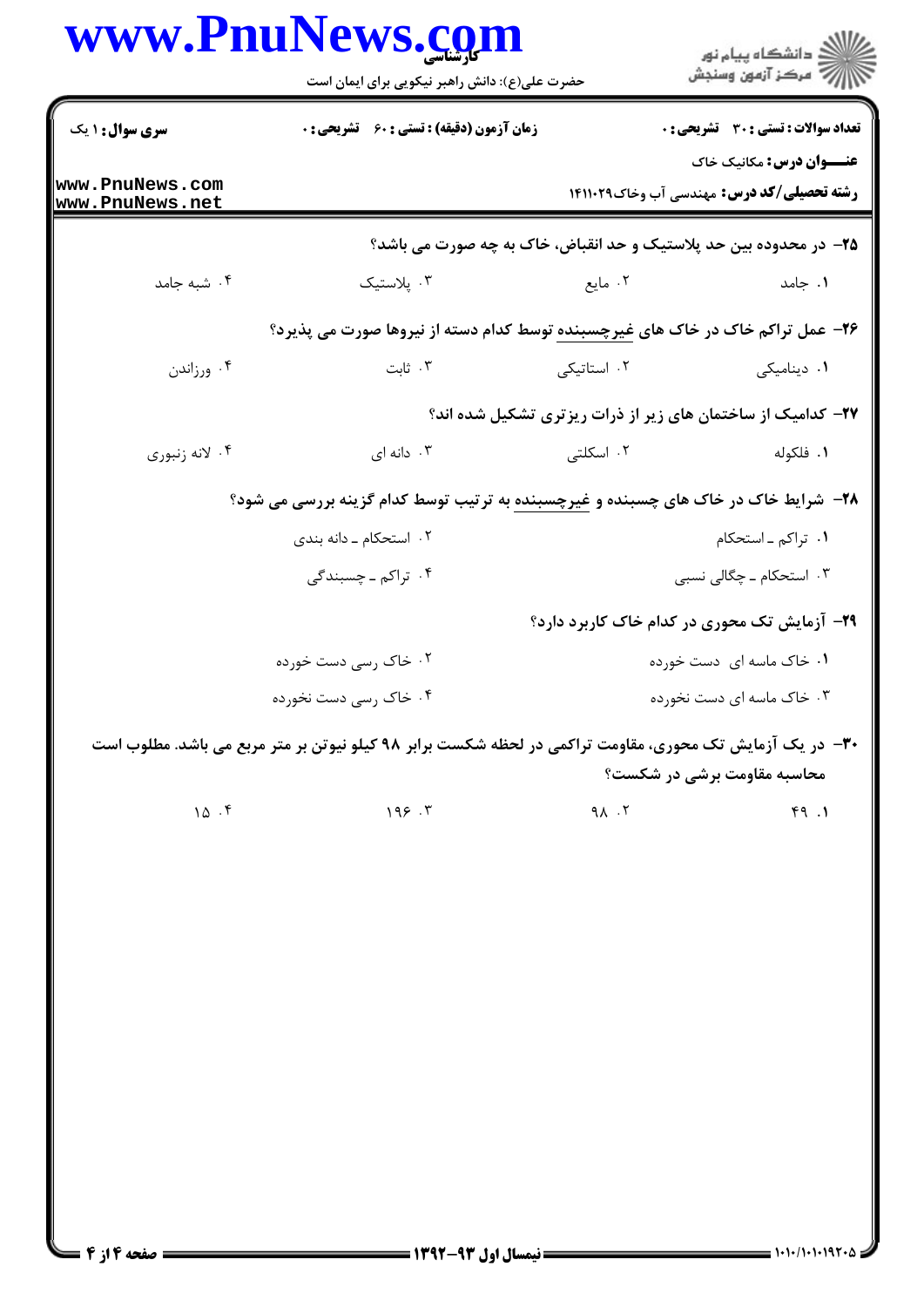**سری سوال:** ۱ یک

**زمان آزمون (دقیقه) : تستی :** ۶۰ **تشریحی :** ۰

**تعداد سوالات : تستی :** ۳۰ **تشریحی :** ۰

**عنـــوان درس:** مکانیک خاک

**رشته تحصیلی/کد درس:** مهندسی آب وخاک۱۴۱۱۰۲۹

**۲۵-** در محدوده بین حد پلاستیک و حد انقباض، خاک به چه صورت می باشد؟

۱. جامد
۲. مایع
۳. پلاستیک
۴. شبه جامد

**۲۶-** عمل تراکم خاک در خاک های غیرچسبنده توسط کدام دسته از نیروها صورت می پذیرد؟

۱. دینامیکی
۲. استاتیکی
۳. ثابت
۴. ورزاندن

**۲۷-** کدامیک از ساختمان های زیر از ذرات ریزتری تشکیل شده اند؟

۱. فلکوله
۲. اسکلتی
۳. دانه ای
۴. لانه زنبوری

**۲۸-** شرایط خاک در خاک های چسبنده و غیرچسبنده به ترتیب توسط کدام گزینه بررسی می شود؟

۱. تراکم ـ استحکام
۲. استحکام ـ دانه بندی
۳. استحکام ـ چگالی نسبی
۴. تراکم ـ چسبندگی

**۲۹-** آزمایش تک محوری در کدام خاک کاربرد دارد؟

۱. خاک ماسه ای دست خورده
۲. خاک رسی دست خورده
۳. خاک ماسه ای دست نخورده
۴. خاک رسی دست نخورده

**۳۰-** در یک آزمایش تک محوری، مقاومت تراکمی در لحظه شکست برابر ۹۸ کیلو نیوتن بر متر مربع می باشد. مطلوب است محاسبه مقاومت برشی در شکست؟

۱. ۴۹
۲. ۹۸
۳. ۱۹۶
۴. ۱۵